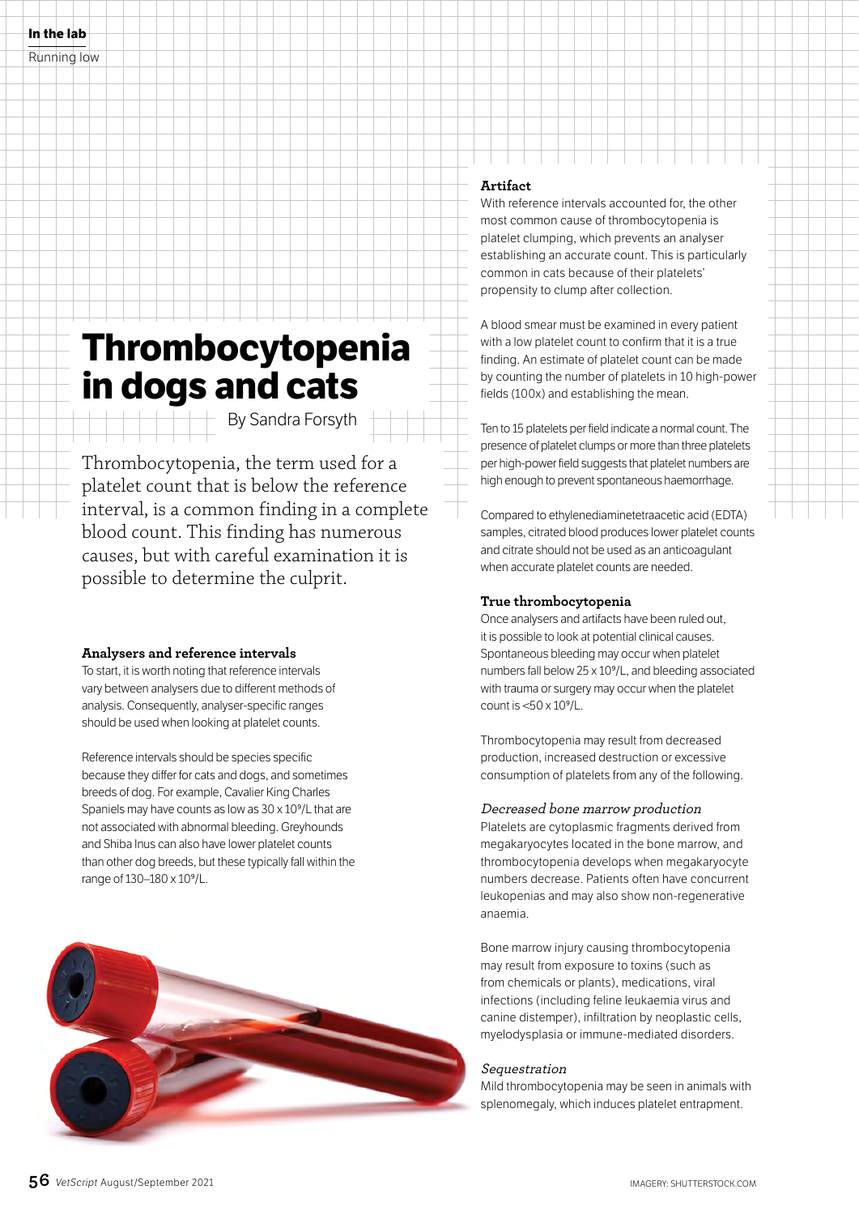# Thrombocytopenia in dogs and cats

By Sandra Forsyth

Thrombocytopenia, the term used for a platelet count that is below the reference interval, is a common finding in a complete blood count. This finding has numerous causes, but with careful examination it is possible to determine the culprit.

### Analysers and reference intervals

To start, it is worth noting that reference intervals vary between analysers due to different methods of analysis. Consequently, analyser-specific ranges should be used when looking at platelet counts.

Reference intervals should be species specific because they differ for cats and dogs, and sometimes breeds of dog. For example, Cavalier King Charles Spaniels may have counts as low as $30 \times 10^9$/L that are not associated with abnormal bleeding. Greyhounds and Shiba Inus can also have lower platelet counts than other dog breeds, but these typically fall within the range of $130–180 \times 10^9$/L.

### Artifact

With reference intervals accounted for, the other most common cause of thrombocytopenia is platelet clumping, which prevents an analyser establishing an accurate count. This is particularly common in cats because of their platelets' propensity to clump after collection.

A blood smear must be examined in every patient with a low platelet count to confirm that it is a true finding. An estimate of platelet count can be made by counting the number of platelets in 10 high-power fields (100x) and establishing the mean.

Ten to 15 platelets per field indicate a normal count. The presence of platelet clumps or more than three platelets per high-power field suggests that platelet numbers are high enough to prevent spontaneous haemorrhage.

Compared to ethylenediaminetetraacetic acid (EDTA) samples, citrated blood produces lower platelet counts and citrate should not be used as an anticoagulant when accurate platelet counts are needed.

### True thrombocytopenia

Once analysers and artifacts have been ruled out, it is possible to look at potential clinical causes. Spontaneous bleeding may occur when platelet numbers fall below $25 \times 10^9$/L, and bleeding associated with trauma or surgery may occur when the platelet count is $<50 \times 10^9$/L.

Thrombocytopenia may result from decreased production, increased destruction or excessive consumption of platelets from any of the following.

#### *Decreased bone marrow production*

Platelets are cytoplasmic fragments derived from megakaryocytes located in the bone marrow, and thrombocytopenia develops when megakaryocyte numbers decrease. Patients often have concurrent leukopenias and may also show non-regenerative anaemia.

Bone marrow injury causing thrombocytopenia may result from exposure to toxins (such as from chemicals or plants), medications, viral infections (including feline leukaemia virus and canine distemper), infiltration by neoplastic cells, myelodysplasia or immune-mediated disorders.

#### *Sequestration*

Mild thrombocytopenia may be seen in animals with splenomegaly, which induces platelet entrapment.

IMAGERY: SHUTTERSTOCK.COM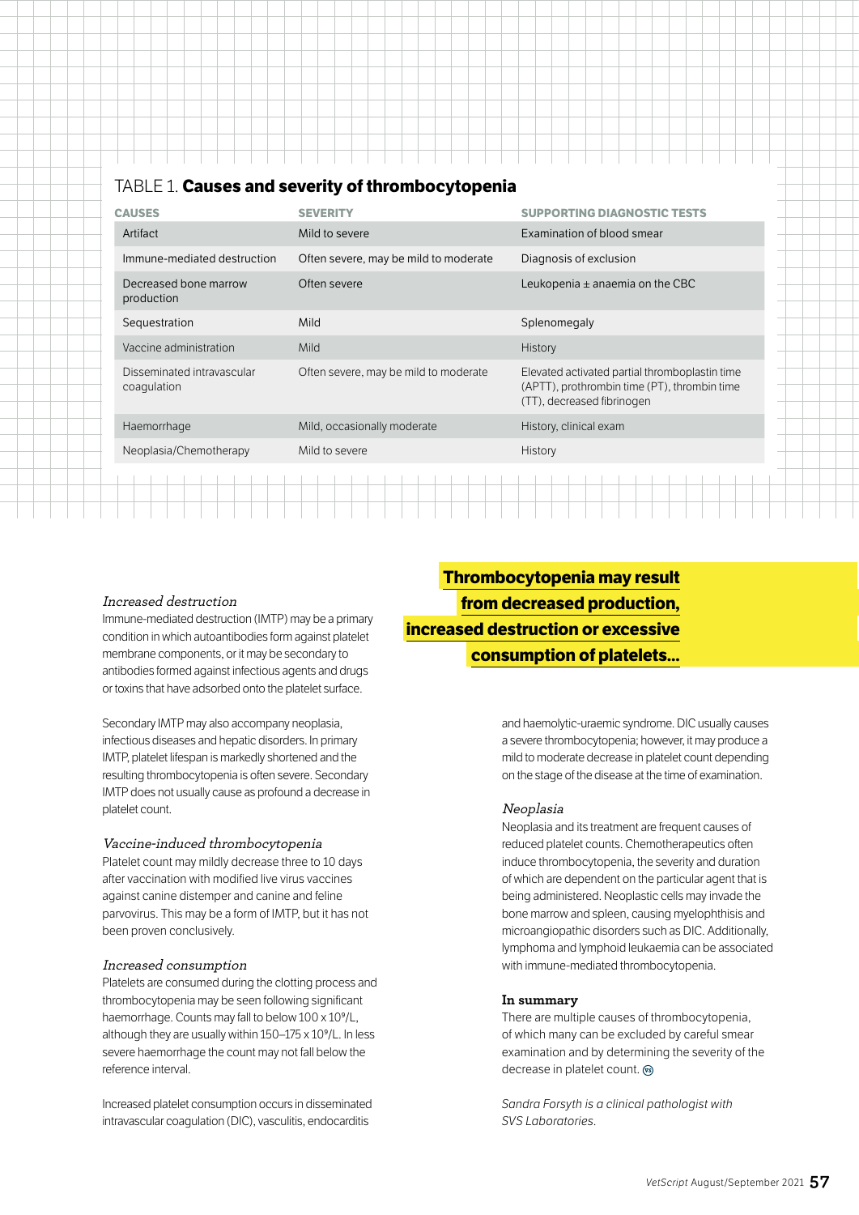TABLE 1. **Causes and severity of thrombocytopenia**

| CAUSES | SEVERITY | SUPPORTING DIAGNOSTIC TESTS |
| --- | --- | --- |
| Artifact | Mild to severe | Examination of blood smear |
| Immune-mediated destruction | Often severe, may be mild to moderate | Diagnosis of exclusion |
| Decreased bone marrow production | Often severe | Leukopenia ± anaemia on the CBC |
| Sequestration | Mild | Splenomegaly |
| Vaccine administration | Mild | History |
| Disseminated intravascular coagulation | Often severe, may be mild to moderate | Elevated activated partial thromboplastin time (APTT), prothrombin time (PT), thrombin time (TT), decreased fibrinogen |
| Haemorrhage | Mild, occasionally moderate | History, clinical exam |
| Neoplasia/Chemotherapy | Mild to severe | History |

### *Increased destruction*

Immune-mediated destruction (IMTP) may be a primary condition in which autoantibodies form against platelet membrane components, or it may be secondary to antibodies formed against infectious agents and drugs or toxins that have adsorbed onto the platelet surface.

Secondary IMTP may also accompany neoplasia, infectious diseases and hepatic disorders. In primary IMTP, platelet lifespan is markedly shortened and the resulting thrombocytopenia is often severe. Secondary IMTP does not usually cause as profound a decrease in platelet count.

### *Vaccine-induced thrombocytopenia*

Platelet count may mildly decrease three to 10 days after vaccination with modified live virus vaccines against canine distemper and canine and feline parvovirus. This may be a form of IMTP, but it has not been proven conclusively.

### *Increased consumption*

Platelets are consumed during the clotting process and thrombocytopenia may be seen following significant haemorrhage. Counts may fall to below $100 \times 10^9$/L, although they are usually within $150–175 \times 10^9$/L. In less severe haemorrhage the count may not fall below the reference interval.

Increased platelet consumption occurs in disseminated intravascular coagulation (DIC), vasculitis, endocarditis and haemolytic-uraemic syndrome. DIC usually causes a severe thrombocytopenia; however, it may produce a mild to moderate decrease in platelet count depending on the stage of the disease at the time of examination.

**Thrombocytopenia may result from decreased production, increased destruction or excessive consumption of platelets...**

### *Neoplasia*

Neoplasia and its treatment are frequent causes of reduced platelet counts. Chemotherapeutics often induce thrombocytopenia, the severity and duration of which are dependent on the particular agent that is being administered. Neoplastic cells may invade the bone marrow and spleen, causing myelophthisis and microangiopathic disorders such as DIC. Additionally, lymphoma and lymphoid leukaemia can be associated with immune-mediated thrombocytopenia.

### In summary

There are multiple causes of thrombocytopenia, of which many can be excluded by careful smear examination and by determining the severity of the decrease in platelet count.

*Sandra Forsyth is a clinical pathologist with SVS Laboratories.*